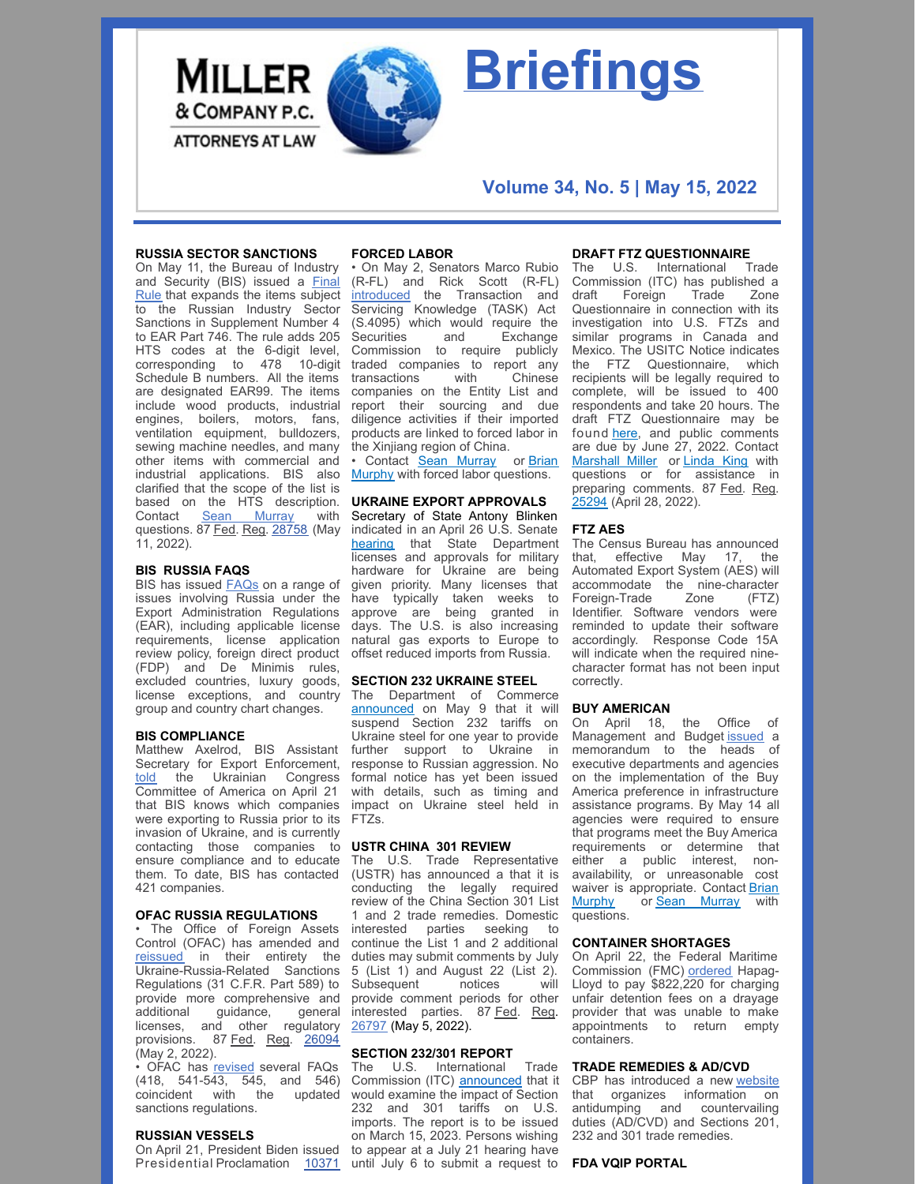MILLER & COMPANY P.C.
ATTORNEYS AT LAW

# Briefings

**Volume 34, No. 5 | May 15, 2022**

### RUSSIA SECTOR SANCTIONS

On May 11, the Bureau of Industry and Security (BIS) issued a Final Rule that expands the items subject to the Russian Industry Sector Sanctions in Supplement Number 4 to EAR Part 746. The rule adds 205 HTS codes at the 6-digit level, corresponding to 478 10-digit Schedule B numbers. All the items are designated EAR99. The items include wood products, industrial engines, boilers, motors, fans, ventilation equipment, bulldozers, sewing machine needles, and many other items with commercial and industrial applications. BIS also clarified that the scope of the list is based on the HTS description. Contact Sean Murray with questions. 87 Fed. Reg. 28758 (May 11, 2022).

### BIS RUSSIA FAQS

BIS has issued FAQs on a range of issues involving Russia under the Export Administration Regulations (EAR), including applicable license requirements, license application review policy, foreign direct product (FDP) and De Minimis rules, excluded countries, luxury goods, license exceptions, and country group and country chart changes.

### BIS COMPLIANCE

Matthew Axelrod, BIS Assistant Secretary for Export Enforcement, told the Ukrainian Congress Committee of America on April 21 that BIS knows which companies were exporting to Russia prior to its invasion of Ukraine, and is currently contacting those companies to ensure compliance and to educate them. To date, BIS has contacted 421 companies.

### OFAC RUSSIA REGULATIONS

- The Office of Foreign Assets Control (OFAC) has amended and reissued in their entirety the Ukraine-Russia-Related Sanctions Regulations (31 C.F.R. Part 589) to provide more comprehensive and additional guidance, general licenses, and other regulatory provisions. 87 Fed. Reg. 26094 (May 2, 2022).
- OFAC has revised several FAQs (418, 541-543, 545, and 546) coincident with the updated sanctions regulations.

### RUSSIAN VESSELS

On April 21, President Biden issued Presidential Proclamation 10371

### FORCED LABOR

- On May 2, Senators Marco Rubio (R-FL) and Rick Scott (R-FL) introduced the Transaction and Servicing Knowledge (TASK) Act (S.4095) which would require the Securities and Exchange Commission to require publicly traded companies to report any transactions with Chinese companies on the Entity List and report their sourcing and due diligence activities if their imported products are linked to forced labor in the Xinjiang region of China.
- Contact Sean Murray or Brian Murphy with forced labor questions.

### UKRAINE EXPORT APPROVALS

Secretary of State Antony Blinken indicated in an April 26 U.S. Senate hearing that State Department licenses and approvals for military hardware for Ukraine are being given priority. Many licenses that have typically taken weeks to approve are being granted in days. The U.S. is also increasing natural gas exports to Europe to offset reduced imports from Russia.

### SECTION 232 UKRAINE STEEL

The Department of Commerce announced on May 9 that it will suspend Section 232 tariffs on Ukraine steel for one year to provide further support to Ukraine in response to Russian aggression. No formal notice has yet been issued with details, such as timing and impact on Ukraine steel held in FTZs.

### USTR CHINA 301 REVIEW

The U.S. Trade Representative (USTR) has announced a that it is conducting the legally required review of the China Section 301 List 1 and 2 trade remedies. Domestic interested parties seeking to continue the List 1 and 2 additional duties may submit comments by July 5 (List 1) and August 22 (List 2). Subsequent notices will provide comment periods for other interested parties. 87 Fed. Reg. 26797 (May 5, 2022).

### SECTION 232/301 REPORT

The U.S. International Trade Commission (ITC) announced that it would examine the impact of Section 232 and 301 tariffs on U.S. imports. The report is to be issued on March 15, 2023. Persons wishing to appear at a July 21 hearing have until July 6 to submit a request to

### DRAFT FTZ QUESTIONNAIRE

The U.S. International Trade Commission (ITC) has published a draft Foreign Trade Zone Questionnaire in connection with its investigation into U.S. FTZs and similar programs in Canada and Mexico. The USITC Notice indicates the FTZ Questionnaire, which recipients will be legally required to complete, will be issued to 400 respondents and take 20 hours. The draft FTZ Questionnaire may be found here, and public comments are due by June 27, 2022. Contact Marshall Miller or Linda King with questions or for assistance in preparing comments. 87 Fed. Reg. 25294 (April 28, 2022).

### FTZ AES

The Census Bureau has announced that, effective May 17, the Automated Export System (AES) will accommodate the nine-character Foreign-Trade Zone (FTZ) Identifier. Software vendors were reminded to update their software accordingly. Response Code 15A will indicate when the required nine-character format has not been input correctly.

### BUY AMERICAN

On April 18, the Office of Management and Budget issued a memorandum to the heads of executive departments and agencies on the implementation of the Buy America preference in infrastructure assistance programs. By May 14 all agencies were required to ensure that programs meet the Buy America requirements or determine that either a public interest, non-availability, or unreasonable cost waiver is appropriate. Contact Brian Murphy or Sean Murray with questions.

### CONTAINER SHORTAGES

On April 22, the Federal Maritime Commission (FMC) ordered Hapag-Lloyd to pay $822,220 for charging unfair detention fees on a drayage provider that was unable to make appointments to return empty containers.

### TRADE REMEDIES & AD/CVD

CBP has introduced a new website that organizes information on antidumping and countervailing duties (AD/CVD) and Sections 201, 232 and 301 trade remedies.

### FDA VQIP PORTAL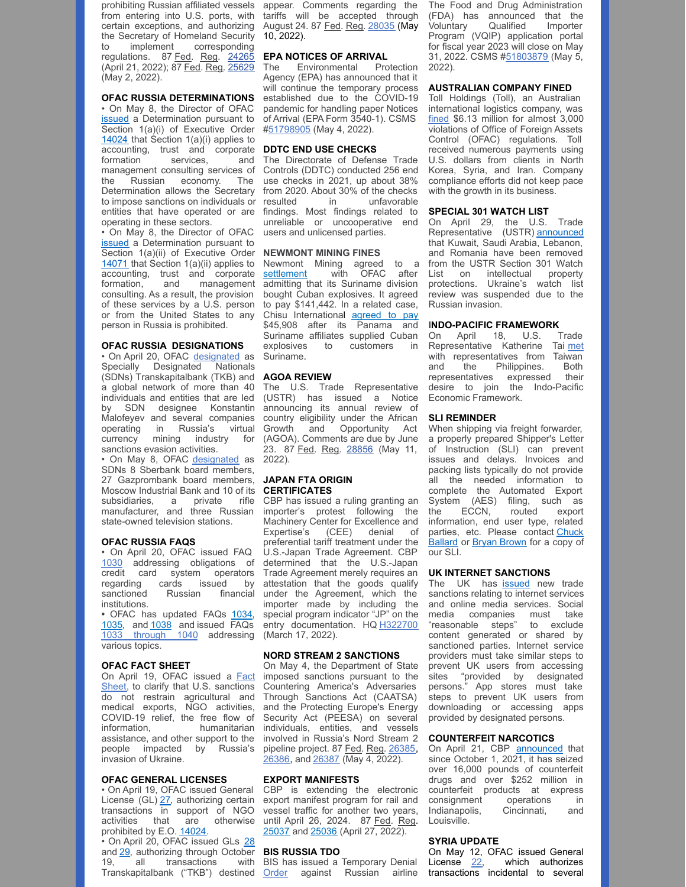prohibiting Russian affiliated vessels from entering into U.S. ports, with certain exceptions, and authorizing the Secretary of Homeland Security to implement corresponding regulations. 87 Fed. Reg. 24265 (April 21, 2022); 87 Fed. Reg. 25629 (May 2, 2022).

### OFAC RUSSIA DETERMINATIONS

- On May 8, the Director of OFAC issued a Determination pursuant to Section 1(a)(i) of Executive Order 14024 that Section 1(a)(i) applies to accounting, trust and corporate formation services, and management consulting services of the Russian economy. The Determination allows the Secretary to impose sanctions on individuals or entities that have operated or are operating in these sectors.
- On May 8, the Director of OFAC issued a Determination pursuant to Section 1(a)(ii) of Executive Order 14071 that Section 1(a)(ii) applies to accounting, trust and corporate formation, and management consulting. As a result, the provision of these services by a U.S. person or from the United States to any person in Russia is prohibited.

### OFAC RUSSIA DESIGNATIONS

- On April 20, OFAC designated as Specially Designated Nationals (SDNs) Transkapitalbank (TKB) and a global network of more than 40 individuals and entities that are led by SDN designee Konstantin Malofeyev and several companies operating in Russia's virtual currency mining industry for sanctions evasion activities.
- On May 8, OFAC designated as SDNs 8 Sberbank board members, 27 Gazprombank board members, Moscow Industrial Bank and 10 of its subsidiaries, a private rifle manufacturer, and three Russian state-owned television stations.

### OFAC RUSSIA FAQS

- On April 20, OFAC issued FAQ 1030 addressing obligations of credit card system operators regarding cards issued by sanctioned Russian financial institutions.
- OFAC has updated FAQs 1034, 1035, and 1038 and issued FAQs 1033 through 1040 addressing various topics.

### OFAC FACT SHEET

On April 19, OFAC issued a Fact Sheet, to clarify that U.S. sanctions do not restrain agricultural and medical exports, NGO activities, COVID-19 relief, the free flow of information, humanitarian assistance, and other support to the people impacted by Russia's invasion of Ukraine.

### OFAC GENERAL LICENSES

- On April 19, OFAC issued General License (GL) 27, authorizing certain transactions in support of NGO activities that are otherwise prohibited by E.O. 14024.
- On April 20, OFAC issued GLs 28 and 29, authorizing through October 19, all transactions with Transkapitalbank ("TKB") destined appear. Comments regarding the tariffs will be accepted through August 24. 87 Fed. Reg. 28035 (May 10, 2022).

### EPA NOTICES OF ARRIVAL

The Environmental Protection Agency (EPA) has announced that it will continue the temporary process established due to the COVID-19 pandemic for handling paper Notices of Arrival (EPA Form 3540-1). CSMS #51798905 (May 4, 2022).

### DDTC END USE CHECKS

The Directorate of Defense Trade Controls (DDTC) conducted 256 end use checks in 2021, up about 38% from 2020. About 30% of the checks resulted in unfavorable findings. Most findings related to unreliable or uncooperative end users and unlicensed parties.

### NEWMONT MINING FINES

Newmont Mining agreed to a settlement with OFAC after admitting that its Suriname division bought Cuban explosives. It agreed to pay $141,442. In a related case, Chisu International agreed to pay $45,908 after its Panama and Suriname affiliates supplied Cuban explosives to customers in Suriname.

### AGOA REVIEW

The U.S. Trade Representative (USTR) has issued a Notice announcing its annual review of country eligibility under the African Growth and Opportunity Act (AGOA). Comments are due by June 23. 87 Fed. Reg. 28856 (May 11, 2022).

### JAPAN FTA ORIGIN CERTIFICATES

CBP has issued a ruling granting an importer's protest following the Machinery Center for Excellence and Expertise's (CEE) denial of preferential tariff treatment under the U.S.-Japan Trade Agreement. CBP determined that the U.S.-Japan Trade Agreement merely requires an attestation that the goods qualify under the Agreement, which the importer made by including the special program indicator "JP" on the entry documentation. HQ H322700 (March 17, 2022).

### NORD STREAM 2 SANCTIONS

On May 4, the Department of State imposed sanctions pursuant to the Countering America's Adversaries Through Sanctions Act (CAATSA) and the Protecting Europe's Energy Security Act (PEESA) on several individuals, entities, and vessels involved in Russia's Nord Stream 2 pipeline project. 87 Fed. Reg. 26385, 26386, and 26387 (May 4, 2022).

### EXPORT MANIFESTS

CBP is extending the electronic export manifest program for rail and vessel traffic for another two years, until April 26, 2024. 87 Fed. Reg. 25037 and 25036 (April 27, 2022).

### BIS RUSSIA TDO

BIS has issued a Temporary Denial Order against Russian airline The Food and Drug Administration (FDA) has announced that the Voluntary Qualified Importer Program (VQIP) application portal for fiscal year 2023 will close on May 31, 2022. CSMS #51803879 (May 5, 2022).

### AUSTRALIAN COMPANY FINED

Toll Holdings (Toll), an Australian international logistics company, was fined $6.13 million for almost 3,000 violations of Office of Foreign Assets Control (OFAC) regulations. Toll received numerous payments using U.S. dollars from clients in North Korea, Syria, and Iran. Company compliance efforts did not keep pace with the growth in its business.

### SPECIAL 301 WATCH LIST

On April 29, the U.S. Trade Representative (USTR) announced that Kuwait, Saudi Arabia, Lebanon, and Romania have been removed from the USTR Section 301 Watch List on intellectual property protections. Ukraine's watch list review was suspended due to the Russian invasion.

### INDO-PACIFIC FRAMEWORK

On April 18, U.S. Trade Representative Katherine Tai met with representatives from Taiwan and the Philippines. Both representatives expressed their desire to join the Indo-Pacific Economic Framework.

### SLI REMINDER

When shipping via freight forwarder, a properly prepared Shipper's Letter of Instruction (SLI) can prevent issues and delays. Invoices and packing lists typically do not provide all the needed information to complete the Automated Export System (AES) filing, such as the ECCN, routed export information, end user type, related parties, etc. Please contact Chuck Ballard or Bryan Brown for a copy of our SLI.

### UK INTERNET SANCTIONS

The UK has issued new trade sanctions relating to internet services and online media services. Social media companies must take "reasonable steps" to exclude content generated or shared by sanctioned parties. Internet service providers must take similar steps to prevent UK users from accessing sites "provided by designated persons." App stores must take steps to prevent UK users from downloading or accessing apps provided by designated persons.

### COUNTERFEIT NARCOTICS

On April 21, CBP announced that since October 1, 2021, it has seized over 16,000 pounds of counterfeit drugs and over $252 million in counterfeit products at express consignment operations in Indianapolis, Cincinnati, and Louisville.

### SYRIA UPDATE

On May 12, OFAC issued General License 22, which authorizes transactions incidental to several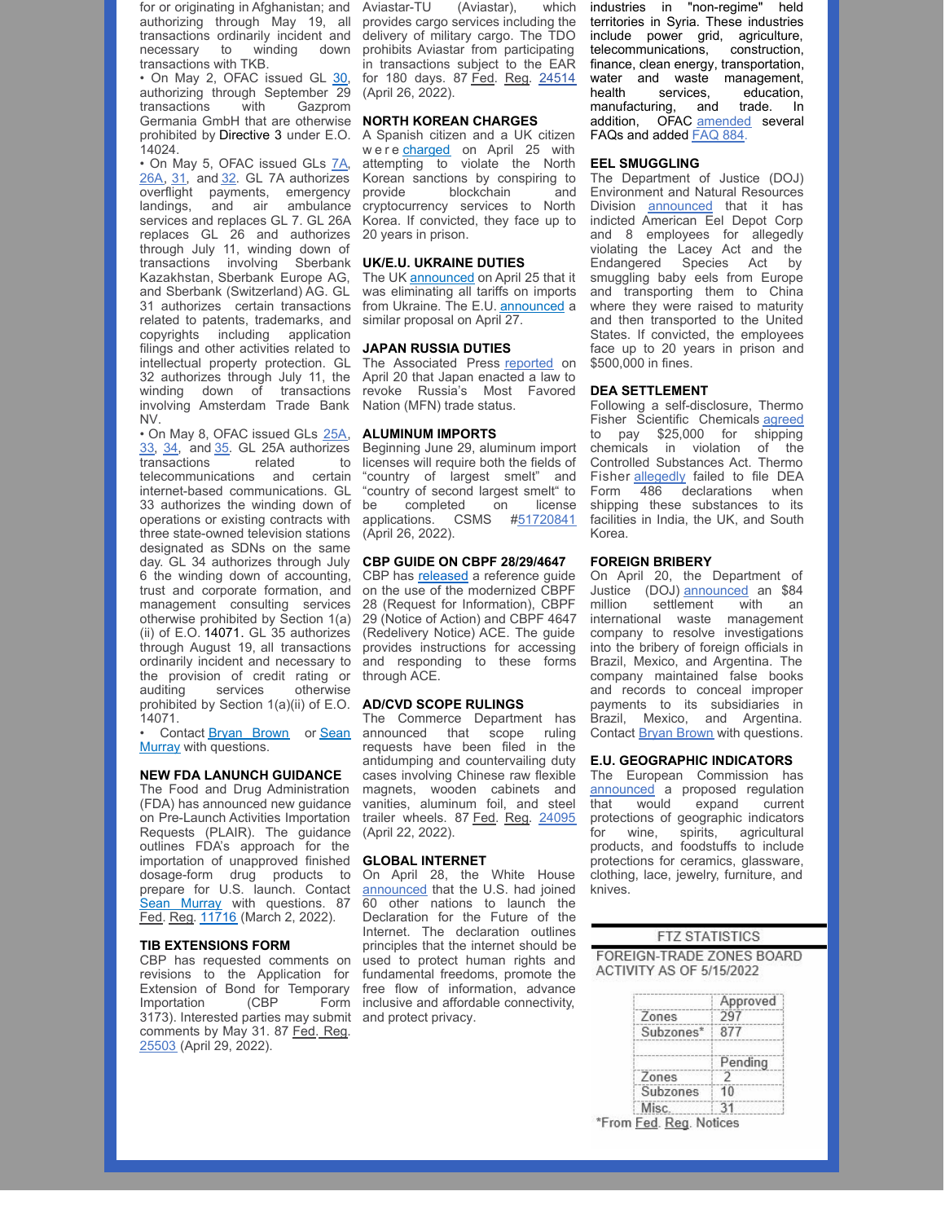for or originating in Afghanistan; and authorizing through May 19, all transactions ordinarily incident and necessary to winding down transactions with TKB.

- On May 2, OFAC issued GL 30, authorizing through September 29 transactions with Gazprom Germania GmbH that are otherwise prohibited by Directive 3 under E.O. 14024.
- On May 5, OFAC issued GLs 7A, 26A, 31, and 32. GL 7A authorizes overflight payments, emergency landings, and air ambulance services and replaces GL 7. GL 26A replaces GL 26 and authorizes through July 11, winding down of transactions involving Sberbank Kazakhstan, Sberbank Europe AG, and Sberbank (Switzerland) AG. GL 31 authorizes certain transactions related to patents, trademarks, and copyrights including application filings and other activities related to intellectual property protection. GL 32 authorizes through July 11, the winding down of transactions involving Amsterdam Trade Bank NV.
- On May 8, OFAC issued GLs 25A, 33, 34, and 35. GL 25A authorizes transactions related to telecommunications and certain internet-based communications. GL 33 authorizes the winding down of operations or existing contracts with three state-owned television stations designated as SDNs on the same day. GL 34 authorizes through July 6 the winding down of accounting, trust and corporate formation, and management consulting services otherwise prohibited by Section 1(a)(ii) of E.O. 14071. GL 35 authorizes through August 19, all transactions ordinarily incident and necessary to the provision of credit rating or auditing services otherwise prohibited by Section 1(a)(ii) of E.O. 14071.
- Contact Bryan Brown or Sean Murray with questions.

### NEW FDA LANUNCH GUIDANCE

The Food and Drug Administration (FDA) has announced new guidance on Pre-Launch Activities Importation Requests (PLAIR). The guidance outlines FDA's approach for the importation of unapproved finished dosage-form drug products to prepare for U.S. launch. Contact Sean Murray with questions. 87 Fed. Reg. 11716 (March 2, 2022).

### TIB EXTENSIONS FORM

CBP has requested comments on revisions to the Application for Extension of Bond for Temporary Importation (CBP Form 3173). Interested parties may submit comments by May 31. 87 Fed. Reg. 25503 (April 29, 2022).

Aviastar-TU (Aviastar), which provides cargo services including the delivery of military cargo. The TDO prohibits Aviastar from participating in transactions subject to the EAR for 180 days. 87 Fed. Reg. 24514 (April 26, 2022).

### NORTH KOREAN CHARGES

A Spanish citizen and a UK citizen were charged on April 25 with attempting to violate the North Korean sanctions by conspiring to provide blockchain and cryptocurrency services to North Korea. If convicted, they face up to 20 years in prison.

### UK/E.U. UKRAINE DUTIES

The UK announced on April 25 that it was eliminating all tariffs on imports from Ukraine. The E.U. announced a similar proposal on April 27.

### JAPAN RUSSIA DUTIES

The Associated Press reported on April 20 that Japan enacted a law to revoke Russia's Most Favored Nation (MFN) trade status.

### ALUMINUM IMPORTS

Beginning June 29, aluminum import licenses will require both the fields of "country of largest smelt" and "country of second largest smelt" to be completed on license applications. CSMS #51720841 (April 26, 2022).

### CBP GUIDE ON CBPF 28/29/4647

CBP has released a reference guide on the use of the modernized CBPF 28 (Request for Information), CBPF 29 (Notice of Action) and CBPF 4647 (Redelivery Notice) ACE. The guide provides instructions for accessing and responding to these forms through ACE.

### AD/CVD SCOPE RULINGS

The Commerce Department has announced that scope ruling requests have been filed in the antidumping and countervailing duty cases involving Chinese raw flexible magnets, wooden cabinets and vanities, aluminum foil, and steel trailer wheels. 87 Fed. Reg. 24095 (April 22, 2022).

### GLOBAL INTERNET

On April 28, the White House announced that the U.S. had joined 60 other nations to launch the Declaration for the Future of the Internet. The declaration outlines principles that the internet should be used to protect human rights and fundamental freedoms, promote the free flow of information, advance inclusive and affordable connectivity, and protect privacy.

industries in "non-regime" held territories in Syria. These industries include power grid, agriculture, telecommunications, construction, finance, clean energy, transportation, water and waste management, health services, education, manufacturing, and trade. In addition, OFAC amended several FAQs and added FAQ 884.

### EEL SMUGGLING

The Department of Justice (DOJ) Environment and Natural Resources Division announced that it has indicted American Eel Depot Corp and 8 employees for allegedly violating the Lacey Act and the Endangered Species Act by smuggling baby eels from Europe and transporting them to China where they were raised to maturity and then transported to the United States. If convicted, the employees face up to 20 years in prison and $500,000 in fines.

### DEA SETTLEMENT

Following a self-disclosure, Thermo Fisher Scientific Chemicals agreed to pay $25,000 for shipping chemicals in violation of the Controlled Substances Act. Thermo Fisher allegedly failed to file DEA Form 486 declarations when shipping these substances to its facilities in India, the UK, and South Korea.

### FOREIGN BRIBERY

On April 20, the Department of Justice (DOJ) announced an $84 million settlement with an international waste management company to resolve investigations into the bribery of foreign officials in Brazil, Mexico, and Argentina. The company maintained false books and records to conceal improper payments to its subsidiaries in Brazil, Mexico, and Argentina. Contact Bryan Brown with questions.

### E.U. GEOGRAPHIC INDICATORS

The European Commission has announced a proposed regulation that would expand current protections of geographic indicators for wine, spirits, agricultural products, and foodstuffs to include protections for ceramics, glassware, clothing, lace, jewelry, furniture, and knives.

### FTZ STATISTICS

FOREIGN-TRADE ZONES BOARD ACTIVITY AS OF 5/15/2022

| | Approved |
|---|---|
| Zones | 297 |
| Subzones* | 877 |
| | **Pending** |
| Zones | 2 |
| Subzones | 10 |
| Misc. | 31 |

*From Fed. Reg. Notices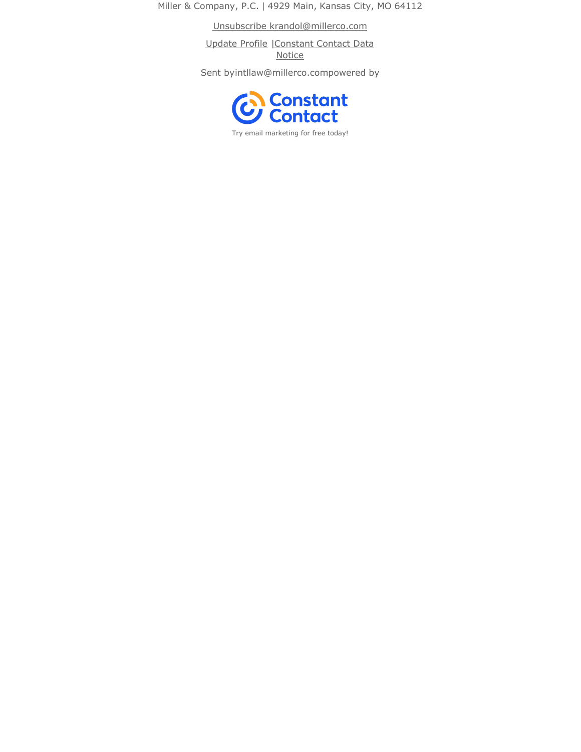Miller & Company, P.C. | 4929 Main, Kansas City, MO 64112

Unsubscribe krandol@millerco.com

Update Profile |Constant Contact Data Notice

Sent byintllaw@millerco.compowered by

Constant Contact

Try email marketing for free today!